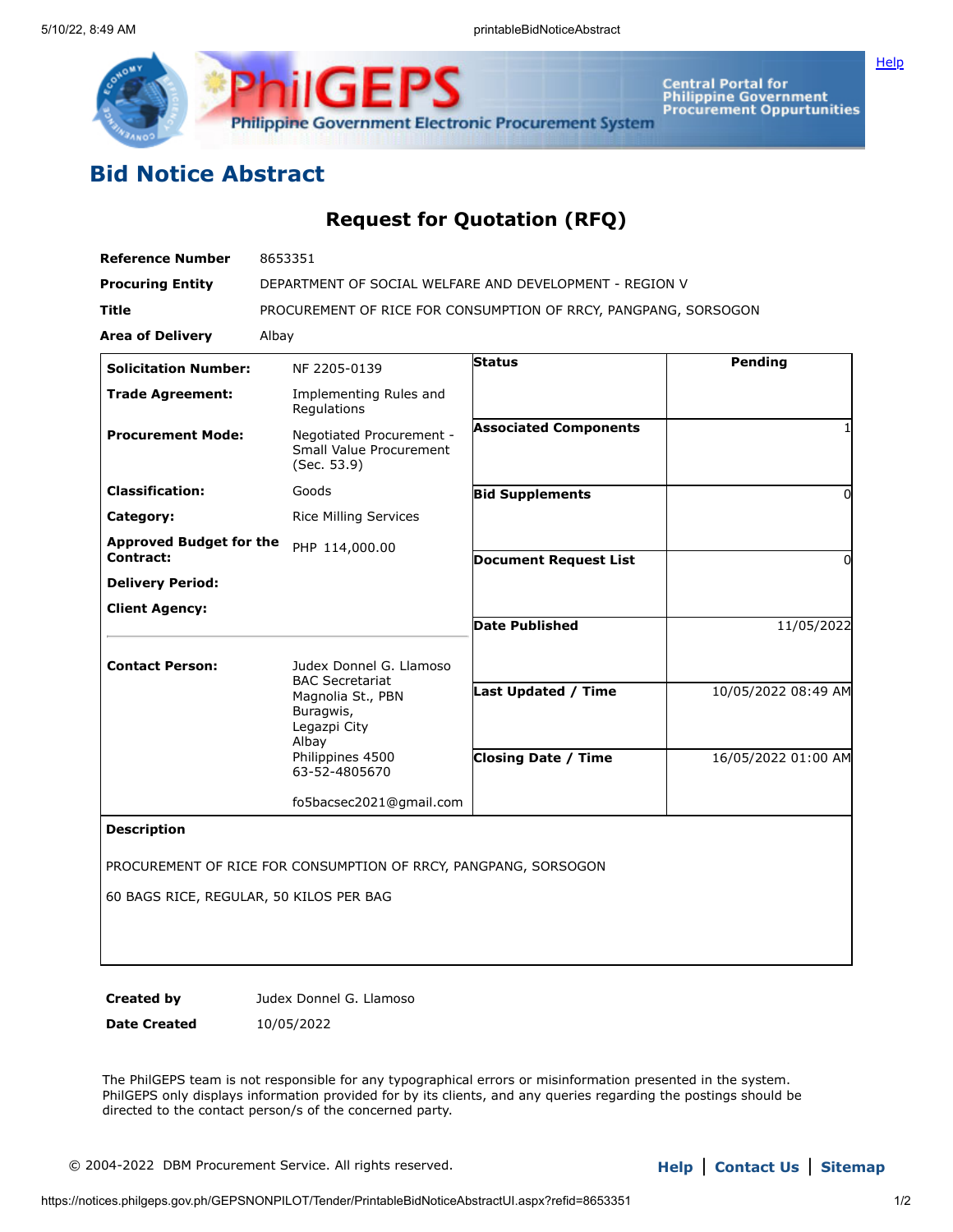# Bid Notice Abstract

## Request for Quotation (RFQ)

| | |
|---|---|
| **Reference Number** | 8653351 |
| **Procuring Entity** | DEPARTMENT OF SOCIAL WELFARE AND DEVELOPMENT - REGION V |
| **Title** | PROCUREMENT OF RICE FOR CONSUMPTION OF RRCY, PANGPANG, SORSOGON |
| **Area of Delivery** | Albay |

| | |
|---|---|
| **Solicitation Number:** | NF 2205-0139 |
| **Trade Agreement:** | Implementing Rules and Regulations |
| **Procurement Mode:** | Negotiated Procurement - Small Value Procurement (Sec. 53.9) |
| **Classification:** | Goods |
| **Category:** | Rice Milling Services |
| **Approved Budget for the Contract:** | PHP 114,000.00 |
| **Delivery Period:** | |
| **Client Agency:** | |
| **Contact Person:** | Judex Donnel G. Llamoso<br>BAC Secretariat<br>Magnolia St., PBN<br>Buragwis,<br>Legazpi City<br>Albay<br>Philippines 4500<br>63-52-4805670<br><br>fo5bacsec2021@gmail.com |

| | |
|---|---|
| **Status** | Pending |
| **Associated Components** | 1 |
| **Bid Supplements** | 0 |
| **Document Request List** | 0 |
| **Date Published** | 11/05/2022 |
| **Last Updated / Time** | 10/05/2022 08:49 AM |
| **Closing Date / Time** | 16/05/2022 01:00 AM |

**Description**

PROCUREMENT OF RICE FOR CONSUMPTION OF RRCY, PANGPANG, SORSOGON

60 BAGS RICE, REGULAR, 50 KILOS PER BAG

| | |
|---|---|
| **Created by** | Judex Donnel G. Llamoso |
| **Date Created** | 10/05/2022 |

The PhilGEPS team is not responsible for any typographical errors or misinformation presented in the system. PhilGEPS only displays information provided for by its clients, and any queries regarding the postings should be directed to the contact person/s of the concerned party.

© 2004-2022 DBM Procurement Service. All rights reserved.